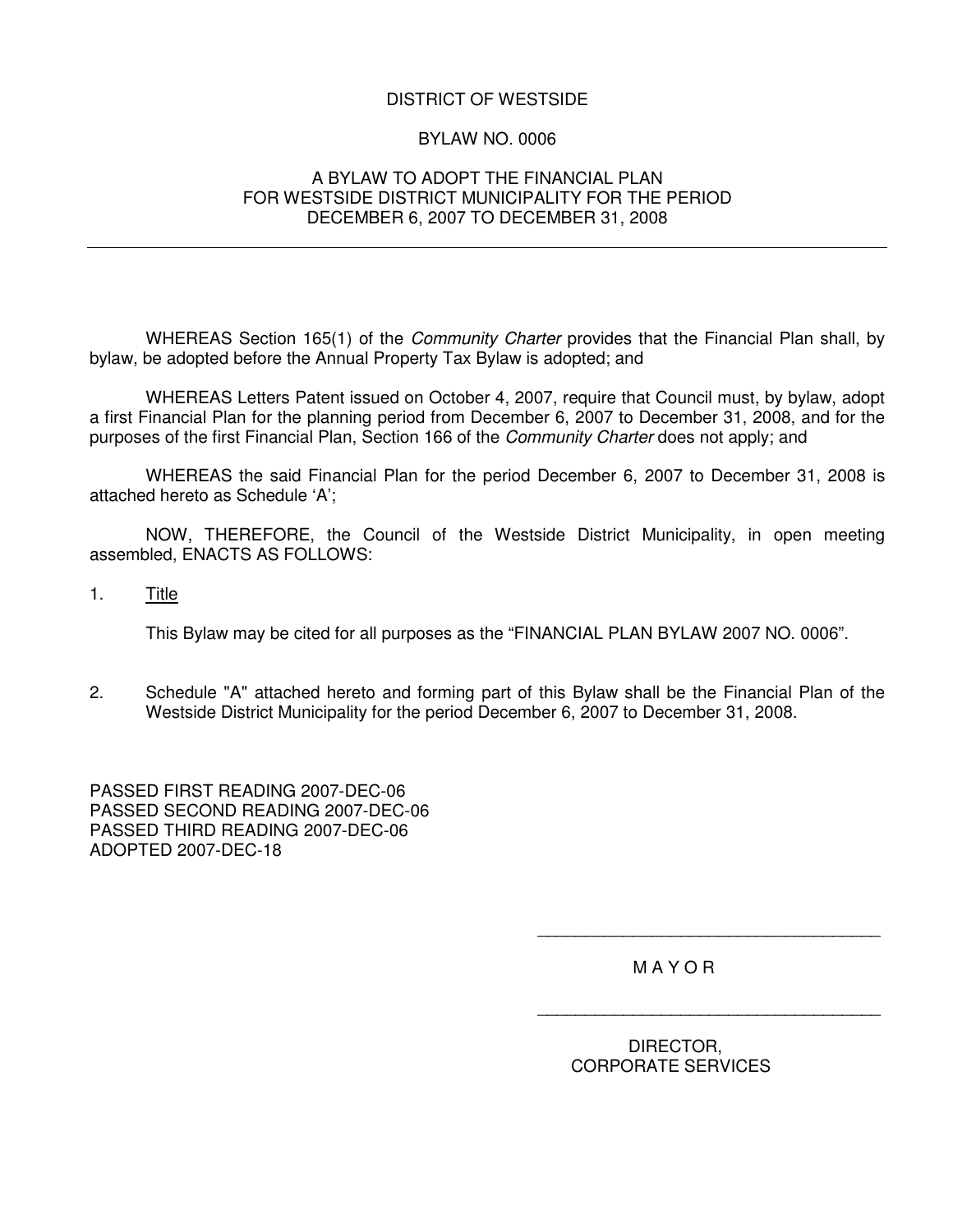# DISTRICT OF WESTSIDE

## BYLAW NO. 0006

## A BYLAW TO ADOPT THE FINANCIAL PLAN FOR WESTSIDE DISTRICT MUNICIPALITY FOR THE PERIOD DECEMBER 6, 2007 TO DECEMBER 31, 2008

---

WHEREAS Section 165(1) of the *Community Charter* provides that the Financial Plan shall, by bylaw, be adopted before the Annual Property Tax Bylaw is adopted; and

WHEREAS Letters Patent issued on October 4, 2007, require that Council must, by bylaw, adopt a first Financial Plan for the planning period from December 6, 2007 to December 31, 2008, and for the purposes of the first Financial Plan, Section 166 of the *Community Charter* does not apply; and

WHEREAS the said Financial Plan for the period December 6, 2007 to December 31, 2008 is attached hereto as Schedule 'A';

NOW, THEREFORE, the Council of the Westside District Municipality, in open meeting assembled, ENACTS AS FOLLOWS:

1. Title

   This Bylaw may be cited for all purposes as the "FINANCIAL PLAN BYLAW 2007 NO. 0006".

2. Schedule "A" attached hereto and forming part of this Bylaw shall be the Financial Plan of the Westside District Municipality for the period December 6, 2007 to December 31, 2008.

PASSED FIRST READING 2007-DEC-06
PASSED SECOND READING 2007-DEC-06
PASSED THIRD READING 2007-DEC-06
ADOPTED 2007-DEC-18

\_\_\_\_\_\_\_\_\_\_\_\_\_\_\_\_\_\_\_\_\_\_\_\_\_\_\_\_\_\_\_\_\_\_\_\_

M A Y O R

\_\_\_\_\_\_\_\_\_\_\_\_\_\_\_\_\_\_\_\_\_\_\_\_\_\_\_\_\_\_\_\_\_\_\_\_

DIRECTOR,
CORPORATE SERVICES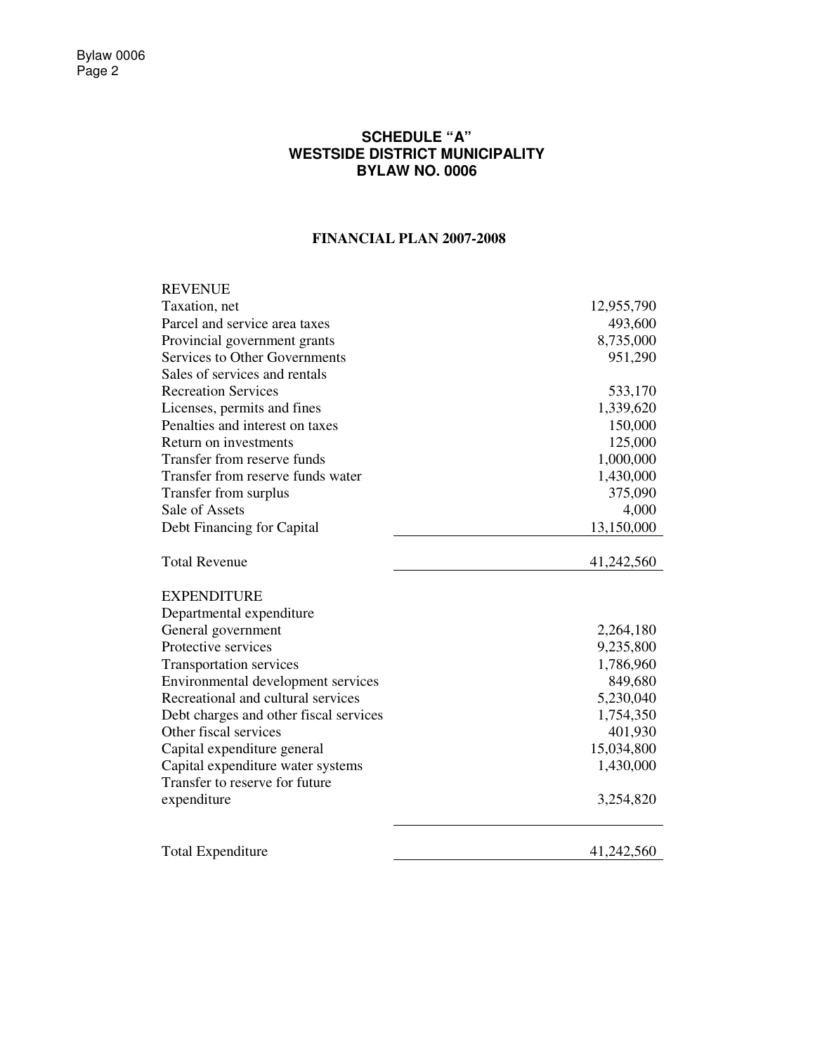## SCHEDULE "A"
## WESTSIDE DISTRICT MUNICIPALITY
## BYLAW NO. 0006

### FINANCIAL PLAN 2007-2008

| | |
|---|---|
| **REVENUE** | |
| Taxation, net | 12,955,790 |
| Parcel and service area taxes | 493,600 |
| Provincial government grants | 8,735,000 |
| Services to Other Governments | 951,290 |
| Sales of services and rentals | |
| Recreation Services | 533,170 |
| Licenses, permits and fines | 1,339,620 |
| Penalties and interest on taxes | 150,000 |
| Return on investments | 125,000 |
| Transfer from reserve funds | 1,000,000 |
| Transfer from reserve funds water | 1,430,000 |
| Transfer from surplus | 375,090 |
| Sale of Assets | 4,000 |
| Debt Financing for Capital | 13,150,000 |
| Total Revenue | 41,242,560 |
| **EXPENDITURE** | |
| Departmental expenditure | |
| General government | 2,264,180 |
| Protective services | 9,235,800 |
| Transportation services | 1,786,960 |
| Environmental development services | 849,680 |
| Recreational and cultural services | 5,230,040 |
| Debt charges and other fiscal services | 1,754,350 |
| Other fiscal services | 401,930 |
| Capital expenditure general | 15,034,800 |
| Capital expenditure water systems | 1,430,000 |
| Transfer to reserve for future expenditure | 3,254,820 |
| Total Expenditure | 41,242,560 |